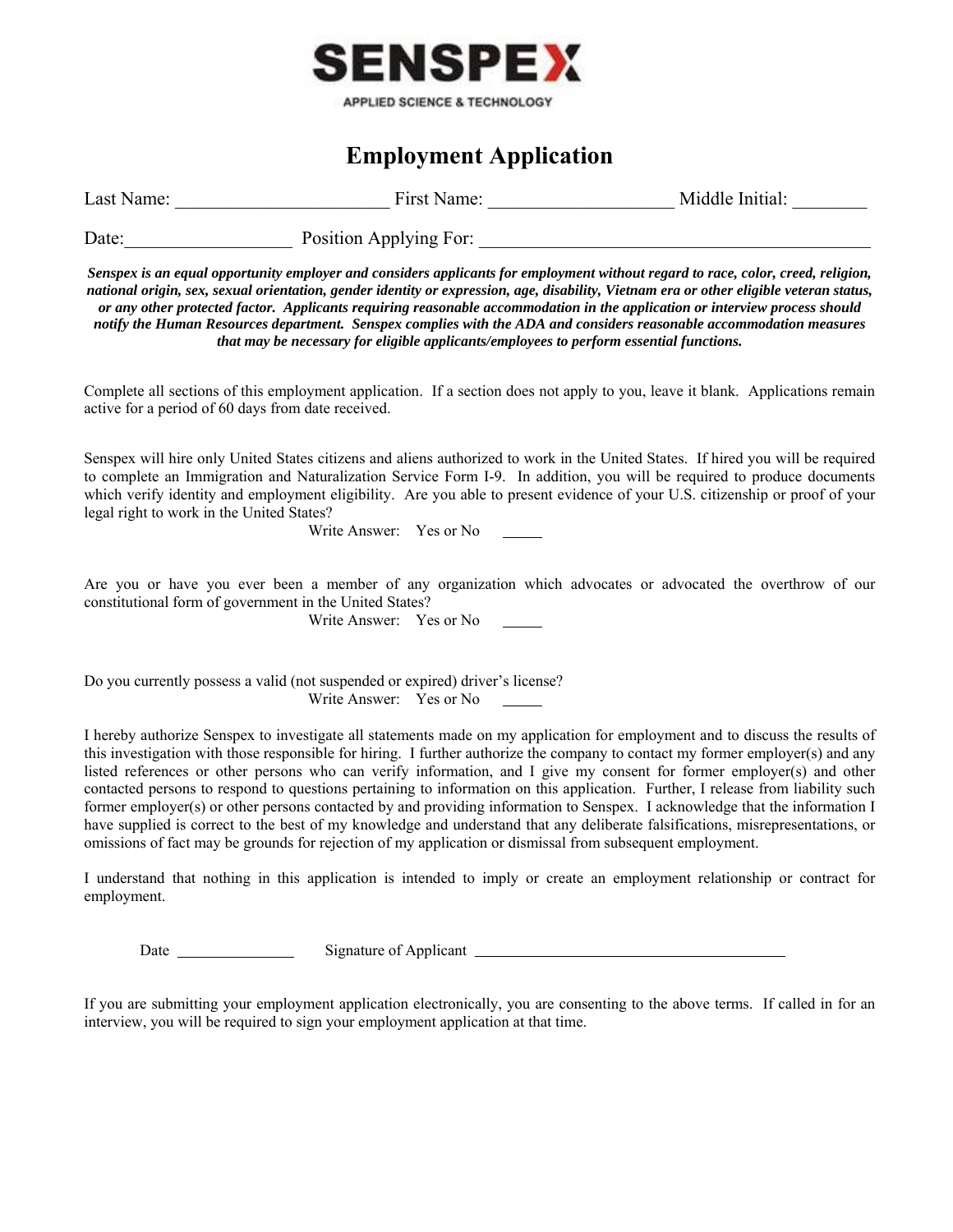**SENSPEX**

APPLIED SCIENCE & TECHNOLOGY

# Employment Application

Last Name: _______________________ First Name: ___________________ Middle Initial: ________

Date:__________________ Position Applying For: __________________________________________

***Senspex is an equal opportunity employer and considers applicants for employment without regard to race, color, creed, religion, national origin, sex, sexual orientation, gender identity or expression, age, disability, Vietnam era or other eligible veteran status, or any other protected factor. Applicants requiring reasonable accommodation in the application or interview process should notify the Human Resources department. Senspex complies with the ADA and considers reasonable accommodation measures that may be necessary for eligible applicants/employees to perform essential functions.***

Complete all sections of this employment application. If a section does not apply to you, leave it blank. Applications remain active for a period of 60 days from date received.

Senspex will hire only United States citizens and aliens authorized to work in the United States. If hired you will be required to complete an Immigration and Naturalization Service Form I-9. In addition, you will be required to produce documents which verify identity and employment eligibility. Are you able to present evidence of your U.S. citizenship or proof of your legal right to work in the United States?

Write Answer: Yes or No _____

Are you or have you ever been a member of any organization which advocates or advocated the overthrow of our constitutional form of government in the United States?

Write Answer: Yes or No _____

Do you currently possess a valid (not suspended or expired) driver's license?

Write Answer: Yes or No _____

I hereby authorize Senspex to investigate all statements made on my application for employment and to discuss the results of this investigation with those responsible for hiring. I further authorize the company to contact my former employer(s) and any listed references or other persons who can verify information, and I give my consent for former employer(s) and other contacted persons to respond to questions pertaining to information on this application. Further, I release from liability such former employer(s) or other persons contacted by and providing information to Senspex. I acknowledge that the information I have supplied is correct to the best of my knowledge and understand that any deliberate falsifications, misrepresentations, or omissions of fact may be grounds for rejection of my application or dismissal from subsequent employment.

I understand that nothing in this application is intended to imply or create an employment relationship or contract for employment.

Date _______________ Signature of Applicant ________________________________________

If you are submitting your employment application electronically, you are consenting to the above terms. If called in for an interview, you will be required to sign your employment application at that time.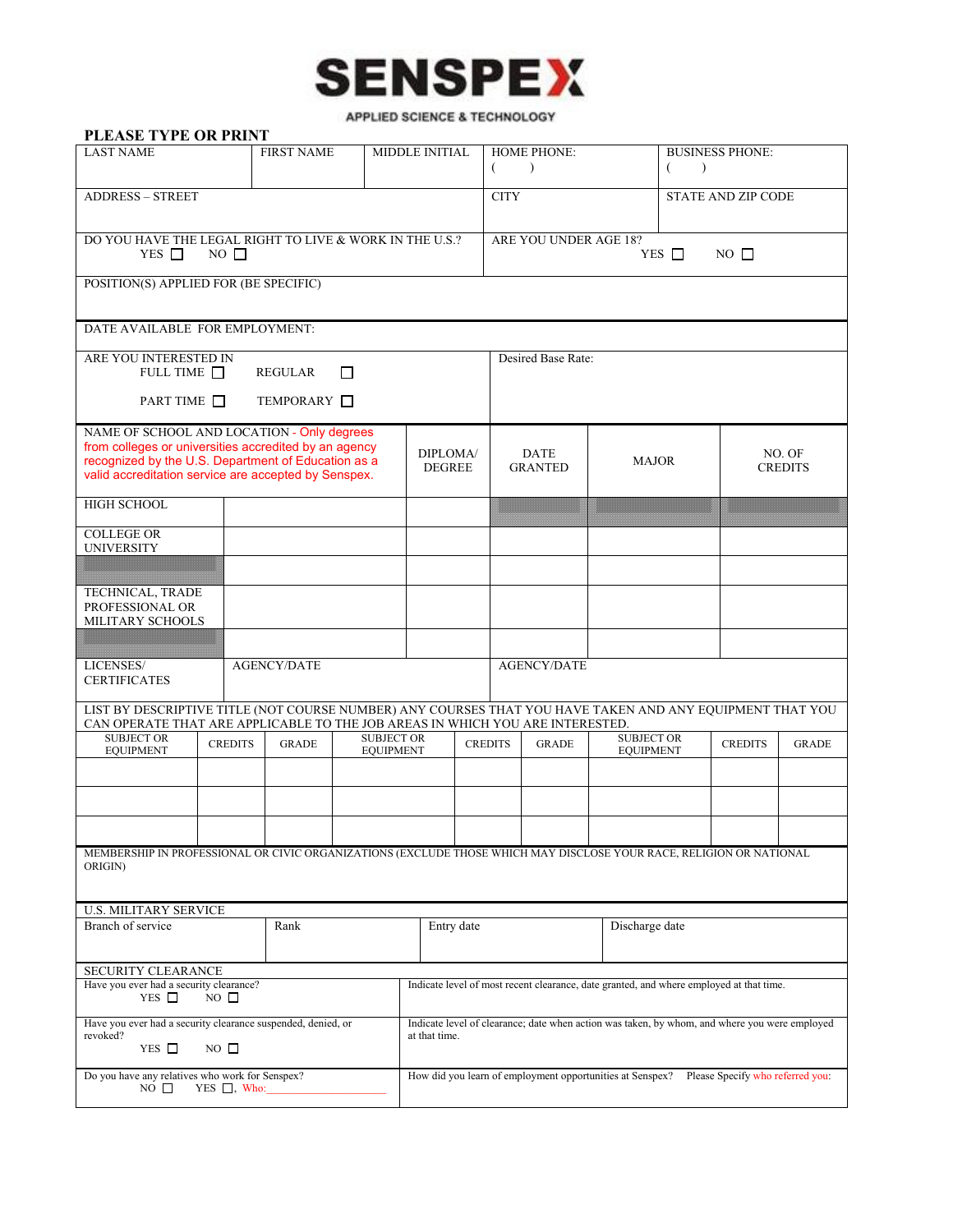# SENSPEX

APPLIED SCIENCE & TECHNOLOGY

**PLEASE TYPE OR PRINT**

| LAST NAME | FIRST NAME | MIDDLE INITIAL | HOME PHONE: ( ) | BUSINESS PHONE: ( ) |
|---|---|---|---|---|
| ADDRESS – STREET | | | CITY | STATE AND ZIP CODE |

DO YOU HAVE THE LEGAL RIGHT TO LIVE & WORK IN THE U.S.? YES ☐ NO ☐

ARE YOU UNDER AGE 18? YES ☐ NO ☐

POSITION(S) APPLIED FOR (BE SPECIFIC)

DATE AVAILABLE FOR EMPLOYMENT:

ARE YOU INTERESTED IN
FULL TIME ☐ REGULAR ☐
PART TIME ☐ TEMPORARY ☐

Desired Base Rate:

| NAME OF SCHOOL AND LOCATION - Only degrees from colleges or universities accredited by an agency recognized by the U.S. Department of Education as a valid accreditation service are accepted by Senspex. | | DIPLOMA/ DEGREE | DATE GRANTED | MAJOR | NO. OF CREDITS |
|---|---|---|---|---|---|
| HIGH SCHOOL | | | | | |
| COLLEGE OR UNIVERSITY | | | | | |
| | | | | | |
| TECHNICAL, TRADE PROFESSIONAL OR MILITARY SCHOOLS | | | | | |
| | | | | | |
| LICENSES/ CERTIFICATES | AGENCY/DATE | | AGENCY/DATE | | |

LIST BY DESCRIPTIVE TITLE (NOT COURSE NUMBER) ANY COURSES THAT YOU HAVE TAKEN AND ANY EQUIPMENT THAT YOU CAN OPERATE THAT ARE APPLICABLE TO THE JOB AREAS IN WHICH YOU ARE INTERESTED.

| SUBJECT OR EQUIPMENT | CREDITS | GRADE | SUBJECT OR EQUIPMENT | CREDITS | GRADE | SUBJECT OR EQUIPMENT | CREDITS | GRADE |
|---|---|---|---|---|---|---|---|---|
| | | | | | | | | |
| | | | | | | | | |
| | | | | | | | | |

MEMBERSHIP IN PROFESSIONAL OR CIVIC ORGANIZATIONS (EXCLUDE THOSE WHICH MAY DISCLOSE YOUR RACE, RELIGION OR NATIONAL ORIGIN)

**U.S. MILITARY SERVICE**

| Branch of service | Rank | Entry date | Discharge date |
|---|---|---|---|
| | | | |

**SECURITY CLEARANCE**

| Have you ever had a security clearance? YES ☐ NO ☐ | Indicate level of most recent clearance, date granted, and where employed at that time. |
|---|---|
| Have you ever had a security clearance suspended, denied, or revoked? YES ☐ NO ☐ | Indicate level of clearance; date when action was taken, by whom, and where you were employed at that time. |
| Do you have any relatives who work for Senspex? NO ☐ YES ☐, Who:________________ | How did you learn of employment opportunities at Senspex? Please Specify who referred you: |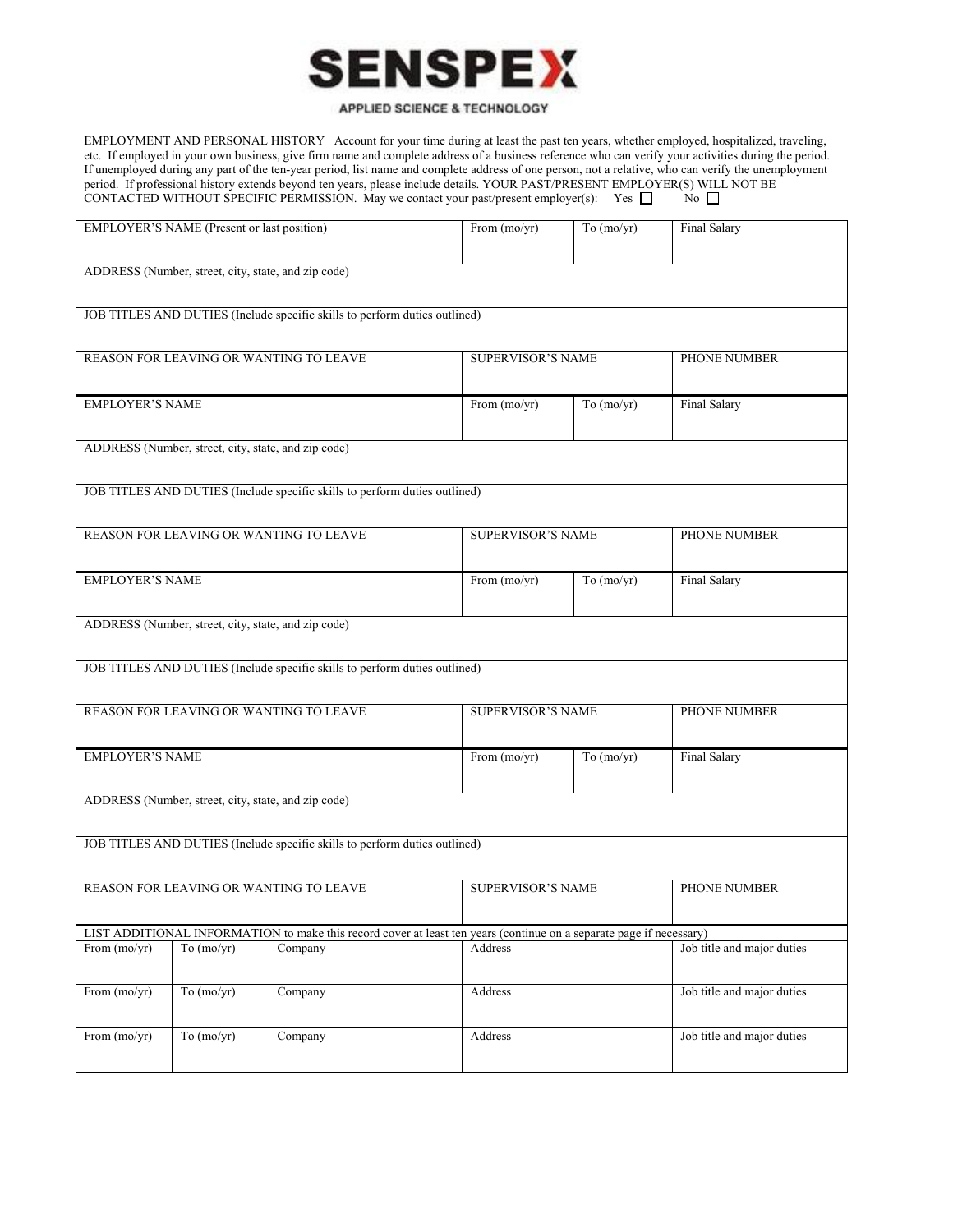# SENSPEX

APPLIED SCIENCE & TECHNOLOGY

EMPLOYMENT AND PERSONAL HISTORY Account for your time during at least the past ten years, whether employed, hospitalized, traveling, etc. If employed in your own business, give firm name and complete address of a business reference who can verify your activities during the period. If unemployed during any part of the ten-year period, list name and complete address of one person, not a relative, who can verify the unemployment period. If professional history extends beyond ten years, please include details. YOUR PAST/PRESENT EMPLOYER(S) WILL NOT BE CONTACTED WITHOUT SPECIFIC PERMISSION. May we contact your past/present employer(s): Yes ☐ No ☐

| EMPLOYER'S NAME (Present or last position) | From (mo/yr) | To (mo/yr) | Final Salary |
|---|---|---|---|
| ADDRESS (Number, street, city, state, and zip code) | | | |
| JOB TITLES AND DUTIES (Include specific skills to perform duties outlined) | | | |
| REASON FOR LEAVING OR WANTING TO LEAVE | SUPERVISOR'S NAME | | PHONE NUMBER |

| EMPLOYER'S NAME | From (mo/yr) | To (mo/yr) | Final Salary |
|---|---|---|---|
| ADDRESS (Number, street, city, state, and zip code) | | | |
| JOB TITLES AND DUTIES (Include specific skills to perform duties outlined) | | | |
| REASON FOR LEAVING OR WANTING TO LEAVE | SUPERVISOR'S NAME | | PHONE NUMBER |

| EMPLOYER'S NAME | From (mo/yr) | To (mo/yr) | Final Salary |
|---|---|---|---|
| ADDRESS (Number, street, city, state, and zip code) | | | |
| JOB TITLES AND DUTIES (Include specific skills to perform duties outlined) | | | |
| REASON FOR LEAVING OR WANTING TO LEAVE | SUPERVISOR'S NAME | | PHONE NUMBER |

| EMPLOYER'S NAME | From (mo/yr) | To (mo/yr) | Final Salary |
|---|---|---|---|
| ADDRESS (Number, street, city, state, and zip code) | | | |
| JOB TITLES AND DUTIES (Include specific skills to perform duties outlined) | | | |
| REASON FOR LEAVING OR WANTING TO LEAVE | SUPERVISOR'S NAME | | PHONE NUMBER |

LIST ADDITIONAL INFORMATION to make this record cover at least ten years (continue on a separate page if necessary)

| From (mo/yr) | To (mo/yr) | Company | Address | Job title and major duties |
|---|---|---|---|---|
| From (mo/yr) | To (mo/yr) | Company | Address | Job title and major duties |
| From (mo/yr) | To (mo/yr) | Company | Address | Job title and major duties |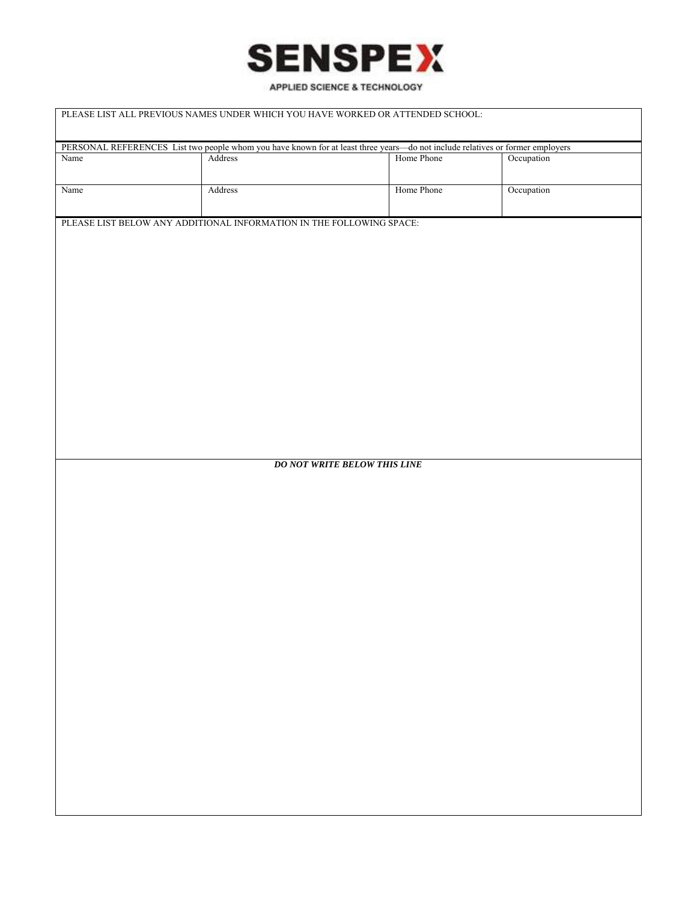# SENSPEX

APPLIED SCIENCE & TECHNOLOGY

PLEASE LIST ALL PREVIOUS NAMES UNDER WHICH YOU HAVE WORKED OR ATTENDED SCHOOL:

PERSONAL REFERENCES List two people whom you have known for at least three years—do not include relatives or former employers

| Name | Address | Home Phone | Occupation |
|---|---|---|---|
| Name | Address | Home Phone | Occupation |

PLEASE LIST BELOW ANY ADDITIONAL INFORMATION IN THE FOLLOWING SPACE:

***DO NOT WRITE BELOW THIS LINE***